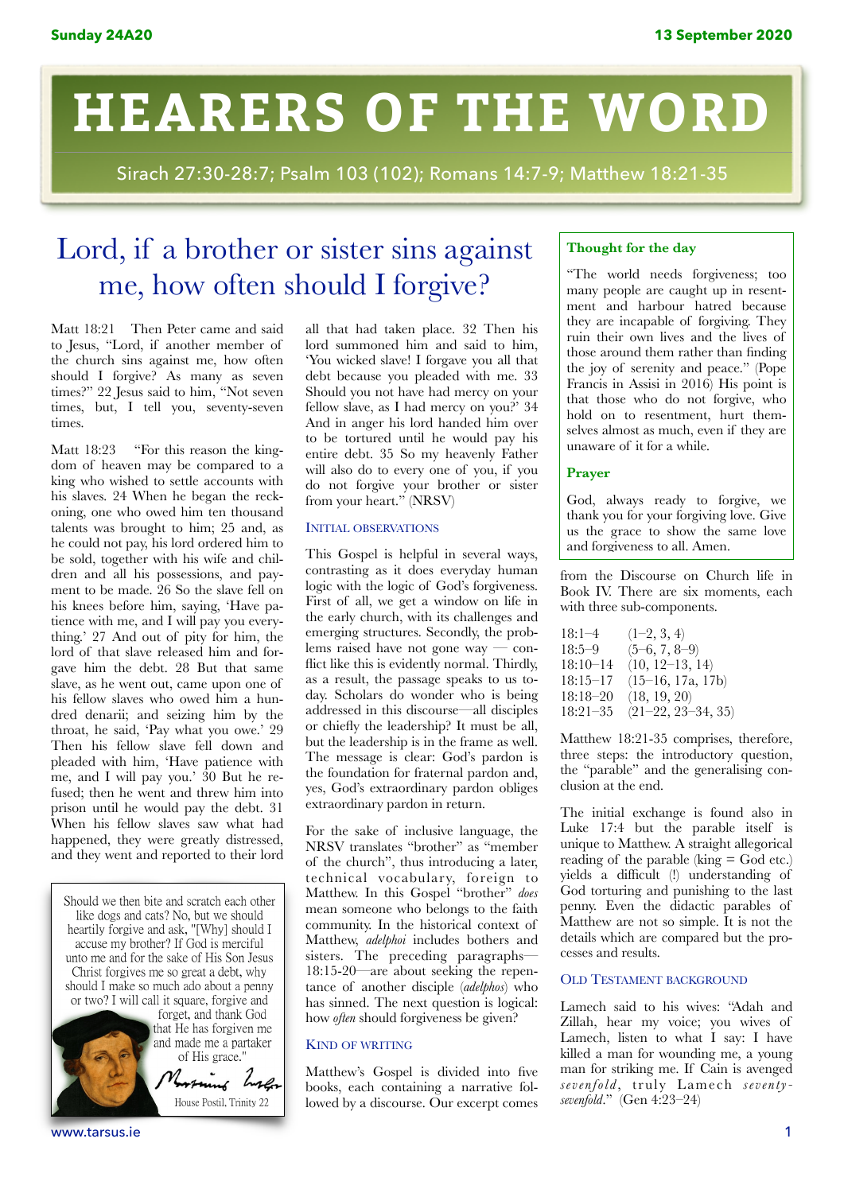# HEARERS OF THE WORD

Sirach 27:30-28:7; Psalm 103 (102); Romans 14:7-9; Matthew 18:21-35

## Lord, if a brother or sister sins against me, how often should I forgive?

Matt 18:21 Then Peter came and said to Jesus, "Lord, if another member of the church sins against me, how often should I forgive? As many as seven times?" 22 Jesus said to him, "Not seven times, but, I tell you, seventy-seven times.

Matt 18:23 "For this reason the kingdom of heaven may be compared to a king who wished to settle accounts with his slaves. 24 When he began the reckoning, one who owed him ten thousand talents was brought to him; 25 and, as he could not pay, his lord ordered him to be sold, together with his wife and children and all his possessions, and payment to be made. 26 So the slave fell on his knees before him, saying, 'Have patience with me, and I will pay you everything.' 27 And out of pity for him, the lord of that slave released him and forgave him the debt. 28 But that same slave, as he went out, came upon one of his fellow slaves who owed him a hundred denarii; and seizing him by the throat, he said, 'Pay what you owe.' 29 Then his fellow slave fell down and pleaded with him, 'Have patience with me, and I will pay you.' 30 But he refused; then he went and threw him into prison until he would pay the debt. 31 When his fellow slaves saw what had happened, they were greatly distressed, and they went and reported to their lord all that had taken place. 32 Then his lord summoned him and said to him, 'You wicked slave! I forgave you all that debt because you pleaded with me. 33 Should you not have had mercy on your fellow slave, as I had mercy on you?' 34 And in anger his lord handed him over to be tortured until he would pay his entire debt. 35 So my heavenly Father will also do to every one of you, if you do not forgive your brother or sister from your heart." (NRSV)

> Should we then bite and scratch each other like dogs and cats? No, but we should heartily forgive and ask, "[Why] should I accuse my brother? If God is merciful unto me and for the sake of His Son Jesus Christ forgives me so great a debt, why should I make so much ado about a penny or two? I will call it square, forgive and forget, and thank God that He has forgiven me and made me a partaker of His grace."
>
> Martinus Luther
>
> House Postil, Trinity 22

### Initial observations

This Gospel is helpful in several ways, contrasting as it does everyday human logic with the logic of God's forgiveness. First of all, we get a window on life in the early church, with its challenges and emerging structures. Secondly, the problems raised have not gone way — conflict like this is evidently normal. Thirdly, as a result, the passage speaks to us today. Scholars do wonder who is being addressed in this discourse—all disciples or chiefly the leadership? It must be all, but the leadership is in the frame as well. The message is clear: God's pardon is the foundation for fraternal pardon and, yes, God's extraordinary pardon obliges extraordinary pardon in return.

For the sake of inclusive language, the NRSV translates "brother" as "member of the church", thus introducing a later, technical vocabulary, foreign to Matthew. In this Gospel "brother" *does* mean someone who belongs to the faith community. In the historical context of Matthew, *adelphoi* includes brothers and sisters. The preceding paragraphs—18:15-20—are about seeking the repentance of another disciple (*adelphos*) who has sinned. The next question is logical: how *often* should forgiveness be given?

### Kind of writing

Matthew's Gospel is divided into five books, each containing a narrative followed by a discourse. Our excerpt comes from the Discourse on Church life in Book IV. There are six moments, each with three sub-components.

| | |
|---|---|
| 18:1–4 | (1–2, 3, 4) |
| 18:5–9 | (5–6, 7, 8–9) |
| 18:10–14 | (10, 12–13, 14) |
| 18:15–17 | (15–16, 17a, 17b) |
| 18:18–20 | (18, 19, 20) |
| 18:21–35 | (21–22, 23–34, 35) |

Matthew 18:21-35 comprises, therefore, three steps: the introductory question, the "parable" and the generalising conclusion at the end.

The initial exchange is found also in Luke 17:4 but the parable itself is unique to Matthew. A straight allegorical reading of the parable (king = God etc.) yields a difficult (!) understanding of God torturing and punishing to the last penny. Even the didactic parables of Matthew are not so simple. It is not the details which are compared but the processes and results.

### Old Testament background

Lamech said to his wives: "Adah and Zillah, hear my voice; you wives of Lamech, listen to what I say: I have killed a man for wounding me, a young man for striking me. If Cain is avenged *sevenfold*, truly Lamech *seventy-sevenfold*." (Gen 4:23–24)

---

**Thought for the day**

"The world needs forgiveness; too many people are caught up in resentment and harbour hatred because they are incapable of forgiving. They ruin their own lives and the lives of those around them rather than finding the joy of serenity and peace." (Pope Francis in Assisi in 2016) His point is that those who do not forgive, who hold on to resentment, hurt themselves almost as much, even if they are unaware of it for a while.

**Prayer**

God, always ready to forgive, we thank you for your forgiving love. Give us the grace to show the same love and forgiveness to all. Amen.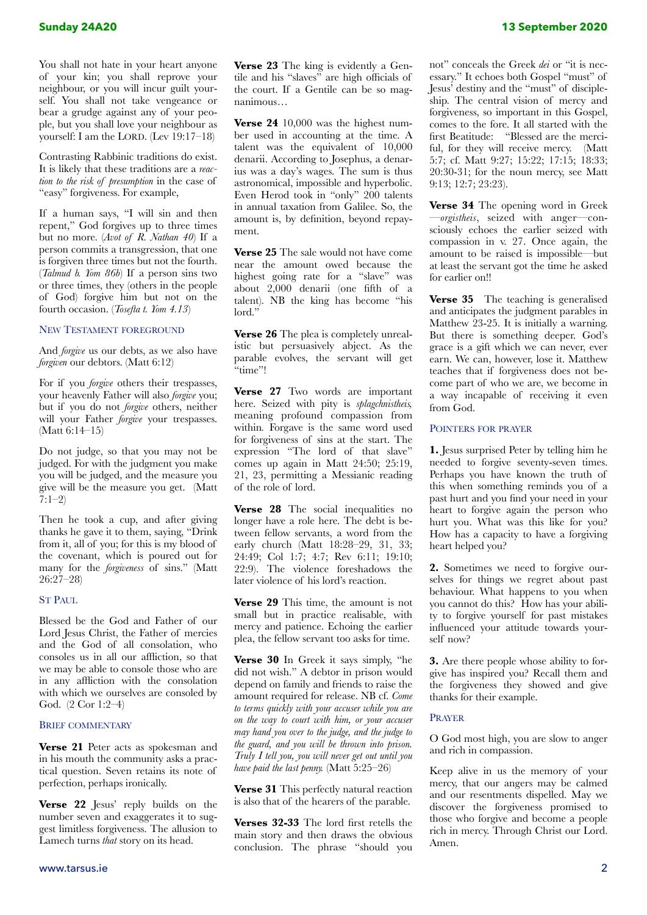You shall not hate in your heart anyone of your kin; you shall reprove your neighbour, or you will incur guilt yourself. You shall not take vengeance or bear a grudge against any of your people, but you shall love your neighbour as yourself: I am the LORD. (Lev 19:17–18)

Contrasting Rabbinic traditions do exist. It is likely that these traditions are a *reaction to the risk of presumption* in the case of "easy" forgiveness. For example,

If a human says, "I will sin and then repent," God forgives up to three times but no more. (*Avot of R. Nathan 40*) If a person commits a transgression, that one is forgiven three times but not the fourth. (*Talmud b. Yom 86b*) If a person sins two or three times, they (others in the people of God) forgive him but not on the fourth occasion. (*Tosefta t. Yom 4.13*)

## New Testament foreground

And *forgive* us our debts, as we also have *forgiven* our debtors. (Matt 6:12)

For if you *forgive* others their trespasses, your heavenly Father will also *forgive* you; but if you do not *forgive* others, neither will your Father *forgive* your trespasses. (Matt 6:14–15)

Do not judge, so that you may not be judged. For with the judgment you make you will be judged, and the measure you give will be the measure you get. (Matt 7:1–2)

Then he took a cup, and after giving thanks he gave it to them, saying, "Drink from it, all of you; for this is my blood of the covenant, which is poured out for many for the *forgiveness* of sins." (Matt 26:27–28)

## St Paul

Blessed be the God and Father of our Lord Jesus Christ, the Father of mercies and the God of all consolation, who consoles us in all our affliction, so that we may be able to console those who are in any affliction with the consolation with which we ourselves are consoled by God. (2 Cor 1:2–4)

## Brief commentary

**Verse 21** Peter acts as spokesman and in his mouth the community asks a practical question. Seven retains its note of perfection, perhaps ironically.

**Verse 22** Jesus' reply builds on the number seven and exaggerates it to suggest limitless forgiveness. The allusion to Lamech turns *that* story on its head.

**Verse 23** The king is evidently a Gentile and his "slaves" are high officials of the court. If a Gentile can be so magnanimous…

**Verse 24** 10,000 was the highest number used in accounting at the time. A talent was the equivalent of 10,000 denarii. According to Josephus, a denarius was a day's wages. The sum is thus astronomical, impossible and hyperbolic. Even Herod took in "only" 200 talents in annual taxation from Galilee. So, the amount is, by definition, beyond repayment.

**Verse 25** The sale would not have come near the amount owed because the highest going rate for a "slave" was about 2,000 denarii (one fifth of a talent). NB the king has become "his lord."

**Verse 26** The plea is completely unrealistic but persuasively abject. As the parable evolves, the servant will get "time"!

**Verse 27** Two words are important here. Seized with pity is *splagchnistheis,* meaning profound compassion from within. Forgave is the same word used for forgiveness of sins at the start. The expression "The lord of that slave" comes up again in Matt 24:50; 25:19, 21, 23, permitting a Messianic reading of the role of lord.

**Verse 28** The social inequalities no longer have a role here. The debt is between fellow servants, a word from the early church (Matt 18:28–29, 31, 33; 24:49; Col 1:7; 4:7; Rev 6:11; 19:10; 22:9). The violence foreshadows the later violence of his lord's reaction.

**Verse 29** This time, the amount is not small but in practice realisable, with mercy and patience. Echoing the earlier plea, the fellow servant too asks for time.

**Verse 30** In Greek it says simply, "he did not wish." A debtor in prison would depend on family and friends to raise the amount required for release. NB cf. *Come to terms quickly with your accuser while you are on the way to court with him, or your accuser may hand you over to the judge, and the judge to the guard, and you will be thrown into prison. Truly I tell you, you will never get out until you have paid the last penny.* (Matt 5:25–26)

**Verse 31** This perfectly natural reaction is also that of the hearers of the parable.

**Verses 32-33** The lord first retells the main story and then draws the obvious conclusion. The phrase "should you not" conceals the Greek *dei* or "it is necessary." It echoes both Gospel "must" of Jesus' destiny and the "must" of discipleship. The central vision of mercy and forgiveness, so important in this Gospel, comes to the fore. It all started with the first Beatitude: "Blessed are the merciful, for they will receive mercy. (Matt 5:7; cf. Matt 9:27; 15:22; 17:15; 18:33; 20:30-31; for the noun mercy, see Matt 9:13; 12:7; 23:23).

**Verse 34** The opening word in Greek—*orgistheis*, seized with anger—consciously echoes the earlier seized with compassion in v. 27. Once again, the amount to be raised is impossible—but at least the servant got the time he asked for earlier on!!

**Verse 35** The teaching is generalised and anticipates the judgment parables in Matthew 23-25. It is initially a warning. But there is something deeper. God's grace is a gift which we can never, ever earn. We can, however, lose it. Matthew teaches that if forgiveness does not become part of who we are, we become in a way incapable of receiving it even from God.

## Pointers for prayer

**1.** Jesus surprised Peter by telling him he needed to forgive seventy-seven times. Perhaps you have known the truth of this when something reminds you of a past hurt and you find your need in your heart to forgive again the person who hurt you. What was this like for you? How has a capacity to have a forgiving heart helped you?

**2.** Sometimes we need to forgive ourselves for things we regret about past behaviour. What happens to you when you cannot do this? How has your ability to forgive yourself for past mistakes influenced your attitude towards yourself now?

**3.** Are there people whose ability to forgive has inspired you? Recall them and the forgiveness they showed and give thanks for their example.

## Prayer

O God most high, you are slow to anger and rich in compassion.

Keep alive in us the memory of your mercy, that our angers may be calmed and our resentments dispelled. May we discover the forgiveness promised to those who forgive and become a people rich in mercy. Through Christ our Lord. Amen.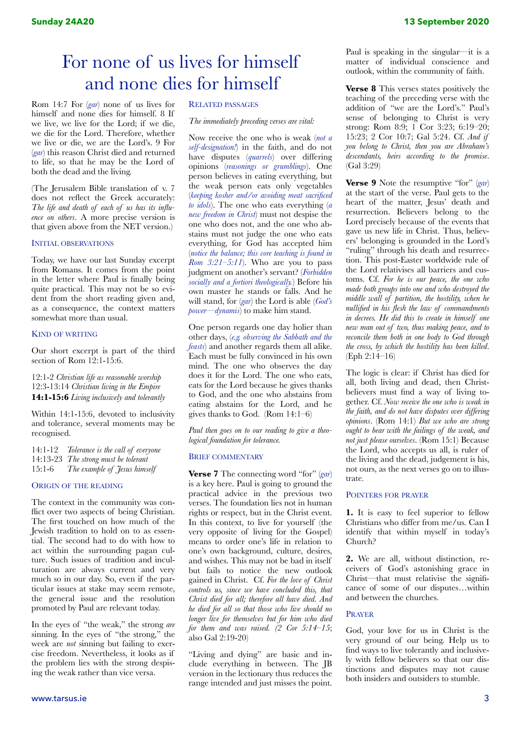# For none of us lives for himself and none dies for himself

Rom 14:7 For (*gar*) none of us lives for himself and none dies for himself. 8 If we live, we live for the Lord; if we die, we die for the Lord. Therefore, whether we live or die, we are the Lord's. 9 For (*gar*) this reason Christ died and returned to life, so that he may be the Lord of both the dead and the living.

(The Jerusalem Bible translation of v. 7 does not reflect the Greek accurately: *The life and death of each of us has its influence on others*. A more precise version is that given above from the NET version.)

## Initial observations

Today, we have our last Sunday excerpt from Romans. It comes from the point in the letter where Paul is finally being quite practical. This may not be so evident from the short reading given and, as a consequence, the context matters somewhat more than usual.

## Kind of writing

Our short excerpt is part of the third section of Rom 12:1-15:6.

12:1-2 *Christian life as reasonable worship*
12:3-13:14 *Christian living in the Empire*
**14:1-15:6** *Living inclusively and tolerantly*

Within 14:1-15:6, devoted to inclusivity and tolerance, several moments may be recognised.

14:1-12 *Tolerance is the call of everyone*
14:13-23 *The strong must be tolerant*
15:1-6 *The example of Jesus himself*

## Origin of the reading

The context in the community was conflict over two aspects of being Christian. The first touched on how much of the Jewish tradition to hold on to as essential. The second had to do with how to act within the surrounding pagan culture. Such issues of tradition and inculturation are always current and very much so in our day. So, even if the particular issues at stake may seem remote, the general issue and the resolution promoted by Paul are relevant today.

In the eyes of "the weak," the strong *are* sinning. In the eyes of "the strong," the week are *not* sinning but failing to exercise freedom. Nevertheless, it looks as if the problem lies with the strong despising the weak rather than vice versa.

## Related passages

*The immediately preceding verses are vital:*

Now receive the one who is weak (*not a self-designation!*) in the faith, and do not have disputes (*quarrels*) over differing opinions (*reasonings or grumblings*). One person believes in eating everything, but the weak person eats only vegetables (*keeping kosher and/or avoiding meat sacrificed to idols*). The one who eats everything (*a new freedom in Christ*) must not despise the one who does not, and the one who abstains must not judge the one who eats everything, for God has accepted him (*notice the balance; this core teaching is found in Rom 3:21–5:11*). Who are you to pass judgment on another's servant? (*Forbidden socially and a fortiori theologically.*) Before his own master he stands or falls. And he will stand, for (*gar*) the Lord is able (*God's power—dynamis*) to make him stand.

One person regards one day holier than other days, (*e.g. observing the Sabbath and the feasts*) and another regards them all alike. Each must be fully convinced in his own mind. The one who observes the day does it for the Lord. The one who eats, eats for the Lord because he gives thanks to God, and the one who abstains from eating abstains for the Lord, and he gives thanks to God. (Rom 14:1–6)

*Paul then goes on to our reading to give a theological foundation for tolerance.*

## Brief commentary

**Verse 7** The connecting word "for" (*gar*) is a key here. Paul is going to ground the practical advice in the previous two verses. The foundation lies not in human rights or respect, but in the Christ event. In this context, to live for yourself (the very opposite of living for the Gospel) means to order one's life in relation to one's own background, culture, desires, and wishes. This may not be bad in itself but fails to notice the new outlook gained in Christ. Cf. *For the love of Christ controls us, since we have concluded this, that Christ died for all; therefore all have died. And he died for all so that those who live should no longer live for themselves but for him who died for them and was raised. (2 Cor 5:14–15*; also Gal 2:19-20)

"Living and dying" are basic and include everything in between. The JB version in the lectionary thus reduces the range intended and just misses the point. Paul is speaking in the singular—it is a matter of individual conscience and outlook, within the community of faith.

**Verse 8** This verses states positively the teaching of the preceding verse with the addition of "we are the Lord's." Paul's sense of belonging to Christ is very strong: Rom 8:9; 1 Cor 3:23; 6:19–20; 15:23; 2 Cor 10:7; Gal 5:24. Cf. *And if you belong to Christ, then you are Abraham's descendants, heirs according to the promise*. (Gal 3:29)

**Verse 9** Note the resumptive "for" (*gar*) at the start of the verse. Paul gets to the heart of the matter, Jesus' death and resurrection. Believers belong to the Lord precisely because of the events that gave us new life in Christ. Thus, believers' belonging is grounded in the Lord's "ruling" through his death and resurrection. This post-Easter worldwide rule of the Lord relativises all barriers and customs. Cf. *For he is our peace, the one who made both groups into one and who destroyed the middle wall of partition, the hostility, when he nullified in his flesh the law of commandments in decrees. He did this to create in himself one new man out of two, thus making peace, and to reconcile them both in one body to God through the cross, by which the hostility has been killed*. (Eph 2:14–16)

The logic is clear: if Christ has died for all, both living and dead, then Christ-believers must find a way of living together. Cf. *Now receive the one who is weak in the faith, and do not have disputes over differing opinions*. (Rom 14:1) *But we who are strong ought to bear with the failings of the weak, and not just please ourselves*. (Rom 15:1) Because the Lord, who accepts us all, is ruler of the living and the dead, judgement is his, not ours, as the next verses go on to illustrate.

## Pointers for prayer

**1.** It is easy to feel superior to fellow Christians who differ from me/us. Can I identify that within myself in today's Church?

**2.** We are all, without distinction, receivers of God's astonishing grace in Christ—that must relativise the significance of some of our disputes…within and between the churches.

## Prayer

God, your love for us in Christ is the very ground of our being. Help us to find ways to live tolerantly and inclusively with fellow believers so that our distinctions and disputes may not cause both insiders and outsiders to stumble.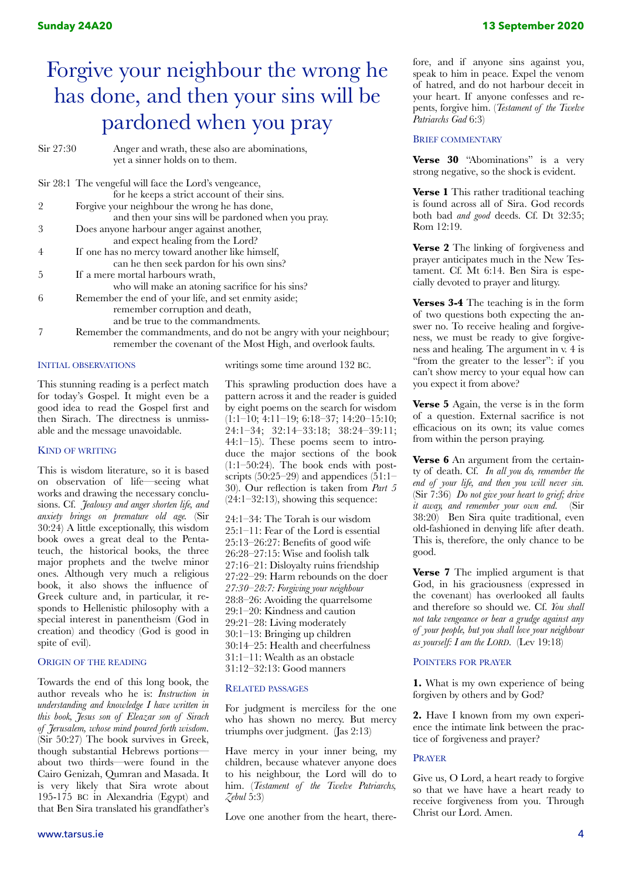# Forgive your neighbour the wrong he has done, and then your sins will be pardoned when you pray

Sir 27:30 Anger and wrath, these also are abominations,
yet a sinner holds on to them.

Sir 28:1 The vengeful will face the Lord's vengeance,
for he keeps a strict account of their sins.
2 Forgive your neighbour the wrong he has done,
and then your sins will be pardoned when you pray.
3 Does anyone harbour anger against another,
and expect healing from the Lord?
4 If one has no mercy toward another like himself,
can he then seek pardon for his own sins?
5 If a mere mortal harbours wrath,
who will make an atoning sacrifice for his sins?
6 Remember the end of your life, and set enmity aside;
remember corruption and death,
and be true to the commandments.
7 Remember the commandments, and do not be angry with your neighbour;
remember the covenant of the Most High, and overlook faults.

## Initial observations

This stunning reading is a perfect match for today's Gospel. It might even be a good idea to read the Gospel first and then Sirach. The directness is unmissable and the message unavoidable.

## Kind of writing

This is wisdom literature, so it is based on observation of life—seeing what works and drawing the necessary conclusions. Cf. *Jealousy and anger shorten life, and anxiety brings on premature old age.* (Sir 30:24) A little exceptionally, this wisdom book owes a great deal to the Pentateuch, the historical books, the three major prophets and the twelve minor ones. Although very much a religious book, it also shows the influence of Greek culture and, in particular, it responds to Hellenistic philosophy with a special interest in panentheism (God in creation) and theodicy (God is good in spite of evil).

## Origin of the reading

Towards the end of this long book, the author reveals who he is: *Instruction in understanding and knowledge I have written in this book, Jesus son of Eleazar son of Sirach of Jerusalem, whose mind poured forth wisdom.* (Sir 50:27) The book survives in Greek, though substantial Hebrews portions—about two thirds—were found in the Cairo Genizah, Qumran and Masada. It is very likely that Sira wrote about 195-175 BC in Alexandria (Egypt) and that Ben Sira translated his grandfather's writings some time around 132 BC.

This sprawling production does have a pattern across it and the reader is guided by eight poems on the search for wisdom (1:1–10; 4:11–19; 6:18–37; 14:20–15:10; 24:1–34; 32:14–33:18; 38:24–39:11; 44:1–15). These poems seem to introduce the major sections of the book (1:1–50:24). The book ends with postscripts (50:25–29) and appendices (51:1–30). Our reflection is taken from *Part 5* (24:1–32:13), showing this sequence:

24:1–34: The Torah is our wisdom
25:1–11: Fear of the Lord is essential
25:13–26:27: Benefits of good wife
26:28–27:15: Wise and foolish talk
27:16–21: Disloyalty ruins friendship
27:22–29: Harm rebounds on the doer
*27:30–28:7: Forgiving your neighbour*
28:8–26: Avoiding the quarrelsome
29:1–20: Kindness and caution
29:21–28: Living moderately
30:1–13: Bringing up children
30:14–25: Health and cheerfulness
31:1–11: Wealth as an obstacle
31:12–32:13: Good manners

## Related passages

For judgment is merciless for the one who has shown no mercy. But mercy triumphs over judgment. (Jas 2:13)

Have mercy in your inner being, my children, because whatever anyone does to his neighbour, the Lord will do to him. (*Testament of the Twelve Patriarchs, Zebul* 5:3)

Love one another from the heart, therefore, and if anyone sins against you, speak to him in peace. Expel the venom of hatred, and do not harbour deceit in your heart. If anyone confesses and repents, forgive him. (*Testament of the Twelve Patriarchs Gad* 6:3)

## Brief commentary

**Verse 30** "Abominations" is a very strong negative, so the shock is evident.

**Verse 1** This rather traditional teaching is found across all of Sira. God records both bad *and good* deeds. Cf. Dt 32:35; Rom 12:19.

**Verse 2** The linking of forgiveness and prayer anticipates much in the New Testament. Cf. Mt 6:14. Ben Sira is especially devoted to prayer and liturgy.

**Verses 3-4** The teaching is in the form of two questions both expecting the answer no. To receive healing and forgiveness, we must be ready to give forgiveness and healing. The argument in v. 4 is "from the greater to the lesser": if you can't show mercy to your equal how can you expect it from above?

**Verse 5** Again, the verse is in the form of a question. External sacrifice is not efficacious on its own; its value comes from within the person praying.

**Verse 6** An argument from the certainty of death. Cf. *In all you do, remember the end of your life, and then you will never sin.* (Sir 7:36) *Do not give your heart to grief; drive it away, and remember your own end.* (Sir 38:20) Ben Sira quite traditional, even old-fashioned in denying life after death. This is, therefore, the only chance to be good.

**Verse 7** The implied argument is that God, in his graciousness (expressed in the covenant) has overlooked all faults and therefore so should we. Cf. *You shall not take vengeance or bear a grudge against any of your people, but you shall love your neighbour as yourself: I am the LORD.* (Lev 19:18)

## Pointers for prayer

**1.** What is my own experience of being forgiven by others and by God?

**2.** Have I known from my own experience the intimate link between the practice of forgiveness and prayer?

## Prayer

Give us, O Lord, a heart ready to forgive so that we have have a heart ready to receive forgiveness from you. Through Christ our Lord. Amen.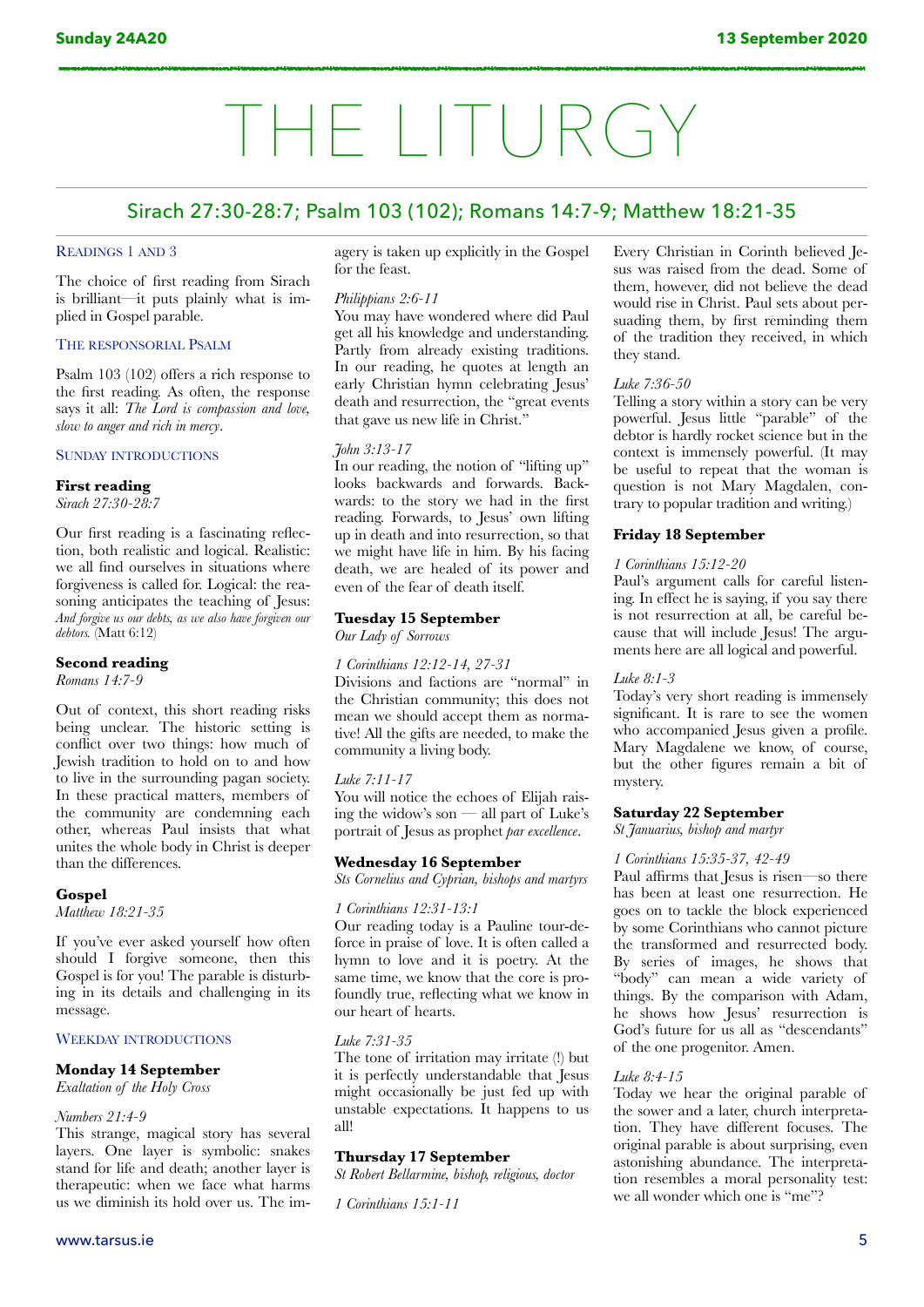# THE LITURGY

## Sirach 27:30-28:7; Psalm 103 (102); Romans 14:7-9; Matthew 18:21-35

### Readings 1 and 3

The choice of first reading from Sirach is brilliant—it puts plainly what is implied in Gospel parable.

### The responsorial Psalm

Psalm 103 (102) offers a rich response to the first reading. As often, the response says it all: *The Lord is compassion and love, slow to anger and rich in mercy*.

### Sunday introductions

**First reading**
*Sirach 27:30-28:7*

Our first reading is a fascinating reflection, both realistic and logical. Realistic: we all find ourselves in situations where forgiveness is called for. Logical: the reasoning anticipates the teaching of Jesus: *And forgive us our debts, as we also have forgiven our debtors.* (Matt 6:12)

**Second reading**
*Romans 14:7-9*

Out of context, this short reading risks being unclear. The historic setting is conflict over two things: how much of Jewish tradition to hold on to and how to live in the surrounding pagan society. In these practical matters, members of the community are condemning each other, whereas Paul insists that what unites the whole body in Christ is deeper than the differences.

**Gospel**
*Matthew 18:21-35*

If you've ever asked yourself how often should I forgive someone, then this Gospel is for you! The parable is disturbing in its details and challenging in its message.

### Weekday introductions

**Monday 14 September**
*Exaltation of the Holy Cross*

*Numbers 21:4-9*
This strange, magical story has several layers. One layer is symbolic: snakes stand for life and death; another layer is therapeutic: when we face what harms us we diminish its hold over us. The imagery is taken up explicitly in the Gospel for the feast.

*Philippians 2:6-11*
You may have wondered where did Paul get all his knowledge and understanding. Partly from already existing traditions. In our reading, he quotes at length an early Christian hymn celebrating Jesus' death and resurrection, the "great events that gave us new life in Christ."

*John 3:13-17*
In our reading, the notion of "lifting up" looks backwards and forwards. Backwards: to the story we had in the first reading. Forwards, to Jesus' own lifting up in death and into resurrection, so that we might have life in him. By his facing death, we are healed of its power and even of the fear of death itself.

**Tuesday 15 September**
*Our Lady of Sorrows*

*1 Corinthians 12:12-14, 27-31*
Divisions and factions are "normal" in the Christian community; this does not mean we should accept them as normative! All the gifts are needed, to make the community a living body.

*Luke 7:11-17*
You will notice the echoes of Elijah raising the widow's son — all part of Luke's portrait of Jesus as prophet *par excellence*.

**Wednesday 16 September**
*Sts Cornelius and Cyprian, bishops and martyrs*

*1 Corinthians 12:31-13:1*
Our reading today is a Pauline tour-de-force in praise of love. It is often called a hymn to love and it is poetry. At the same time, we know that the core is profoundly true, reflecting what we know in our heart of hearts.

*Luke 7:31-35*
The tone of irritation may irritate (!) but it is perfectly understandable that Jesus might occasionally be just fed up with unstable expectations. It happens to us all!

**Thursday 17 September**
*St Robert Bellarmine, bishop, religious, doctor*

*1 Corinthians 15:1-11*
Every Christian in Corinth believed Jesus was raised from the dead. Some of them, however, did not believe the dead would rise in Christ. Paul sets about persuading them, by first reminding them of the tradition they received, in which they stand.

*Luke 7:36-50*
Telling a story within a story can be very powerful. Jesus little "parable" of the debtor is hardly rocket science but in the context is immensely powerful. (It may be useful to repeat that the woman is question is not Mary Magdalen, contrary to popular tradition and writing.)

**Friday 18 September**

*1 Corinthians 15:12-20*
Paul's argument calls for careful listening. In effect he is saying, if you say there is not resurrection at all, be careful because that will include Jesus! The arguments here are all logical and powerful.

*Luke 8:1-3*
Today's very short reading is immensely significant. It is rare to see the women who accompanied Jesus given a profile. Mary Magdalene we know, of course, but the other figures remain a bit of mystery.

**Saturday 22 September**
*St Januarius, bishop and martyr*

*1 Corinthians 15:35-37, 42-49*
Paul affirms that Jesus is risen—so there has been at least one resurrection. He goes on to tackle the block experienced by some Corinthians who cannot picture the transformed and resurrected body. By series of images, he shows that "body" can mean a wide variety of things. By the comparison with Adam, he shows how Jesus' resurrection is God's future for us all as "descendants" of the one progenitor. Amen.

*Luke 8:4-15*
Today we hear the original parable of the sower and a later, church interpretation. They have different focuses. The original parable is about surprising, even astonishing abundance. The interpretation resembles a moral personality test: we all wonder which one is "me"?